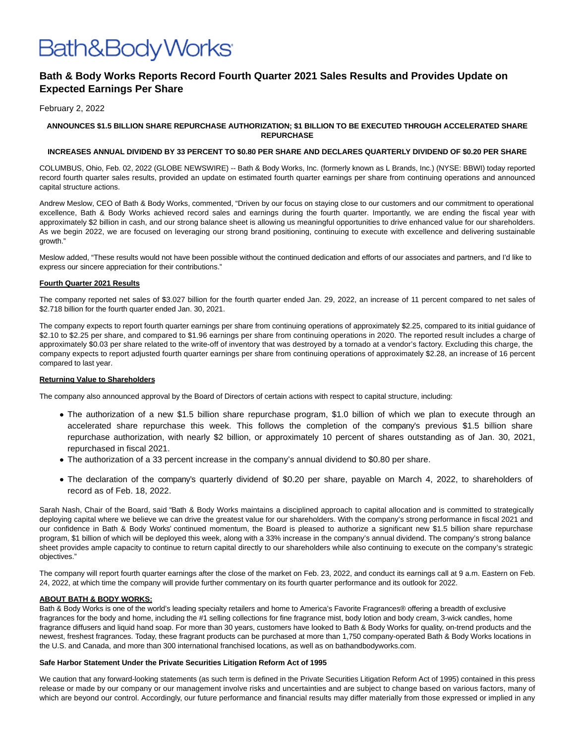Bath&BodyWorks

# Bath & Body Works Reports Record Fourth Quarter 2021 Sales Results and Provides Update on Expected Earnings Per Share

February 2, 2022

**ANNOUNCES $1.5 BILLION SHARE REPURCHASE AUTHORIZATION; $1 BILLION TO BE EXECUTED THROUGH ACCELERATED SHARE REPURCHASE**

**INCREASES ANNUAL DIVIDEND BY 33 PERCENT TO $0.80 PER SHARE AND DECLARES QUARTERLY DIVIDEND OF $0.20 PER SHARE**

COLUMBUS, Ohio, Feb. 02, 2022 (GLOBE NEWSWIRE) -- Bath & Body Works, Inc. (formerly known as L Brands, Inc.) (NYSE: BBWI) today reported record fourth quarter sales results, provided an update on estimated fourth quarter earnings per share from continuing operations and announced capital structure actions.

Andrew Meslow, CEO of Bath & Body Works, commented, "Driven by our focus on staying close to our customers and our commitment to operational excellence, Bath & Body Works achieved record sales and earnings during the fourth quarter. Importantly, we are ending the fiscal year with approximately $2 billion in cash, and our strong balance sheet is allowing us meaningful opportunities to drive enhanced value for our shareholders. As we begin 2022, we are focused on leveraging our strong brand positioning, continuing to execute with excellence and delivering sustainable growth."

Meslow added, "These results would not have been possible without the continued dedication and efforts of our associates and partners, and I'd like to express our sincere appreciation for their contributions."

## Fourth Quarter 2021 Results

The company reported net sales of $3.027 billion for the fourth quarter ended Jan. 29, 2022, an increase of 11 percent compared to net sales of $2.718 billion for the fourth quarter ended Jan. 30, 2021.

The company expects to report fourth quarter earnings per share from continuing operations of approximately $2.25, compared to its initial guidance of $2.10 to $2.25 per share, and compared to $1.96 earnings per share from continuing operations in 2020. The reported result includes a charge of approximately $0.03 per share related to the write-off of inventory that was destroyed by a tornado at a vendor's factory. Excluding this charge, the company expects to report adjusted fourth quarter earnings per share from continuing operations of approximately $2.28, an increase of 16 percent compared to last year.

## Returning Value to Shareholders

The company also announced approval by the Board of Directors of certain actions with respect to capital structure, including:

- The authorization of a new $1.5 billion share repurchase program, $1.0 billion of which we plan to execute through an accelerated share repurchase this week. This follows the completion of the company's previous $1.5 billion share repurchase authorization, with nearly $2 billion, or approximately 10 percent of shares outstanding as of Jan. 30, 2021, repurchased in fiscal 2021.
- The authorization of a 33 percent increase in the company's annual dividend to $0.80 per share.
- The declaration of the company's quarterly dividend of $0.20 per share, payable on March 4, 2022, to shareholders of record as of Feb. 18, 2022.

Sarah Nash, Chair of the Board, said "Bath & Body Works maintains a disciplined approach to capital allocation and is committed to strategically deploying capital where we believe we can drive the greatest value for our shareholders. With the company's strong performance in fiscal 2021 and our confidence in Bath & Body Works' continued momentum, the Board is pleased to authorize a significant new $1.5 billion share repurchase program, $1 billion of which will be deployed this week, along with a 33% increase in the company's annual dividend. The company's strong balance sheet provides ample capacity to continue to return capital directly to our shareholders while also continuing to execute on the company's strategic objectives."

The company will report fourth quarter earnings after the close of the market on Feb. 23, 2022, and conduct its earnings call at 9 a.m. Eastern on Feb. 24, 2022, at which time the company will provide further commentary on its fourth quarter performance and its outlook for 2022.

## ABOUT BATH & BODY WORKS:

Bath & Body Works is one of the world's leading specialty retailers and home to America's Favorite Fragrances® offering a breadth of exclusive fragrances for the body and home, including the #1 selling collections for fine fragrance mist, body lotion and body cream, 3-wick candles, home fragrance diffusers and liquid hand soap. For more than 30 years, customers have looked to Bath & Body Works for quality, on-trend products and the newest, freshest fragrances. Today, these fragrant products can be purchased at more than 1,750 company-operated Bath & Body Works locations in the U.S. and Canada, and more than 300 international franchised locations, as well as on bathandbodyworks.com.

### Safe Harbor Statement Under the Private Securities Litigation Reform Act of 1995

We caution that any forward-looking statements (as such term is defined in the Private Securities Litigation Reform Act of 1995) contained in this press release or made by our company or our management involve risks and uncertainties and are subject to change based on various factors, many of which are beyond our control. Accordingly, our future performance and financial results may differ materially from those expressed or implied in any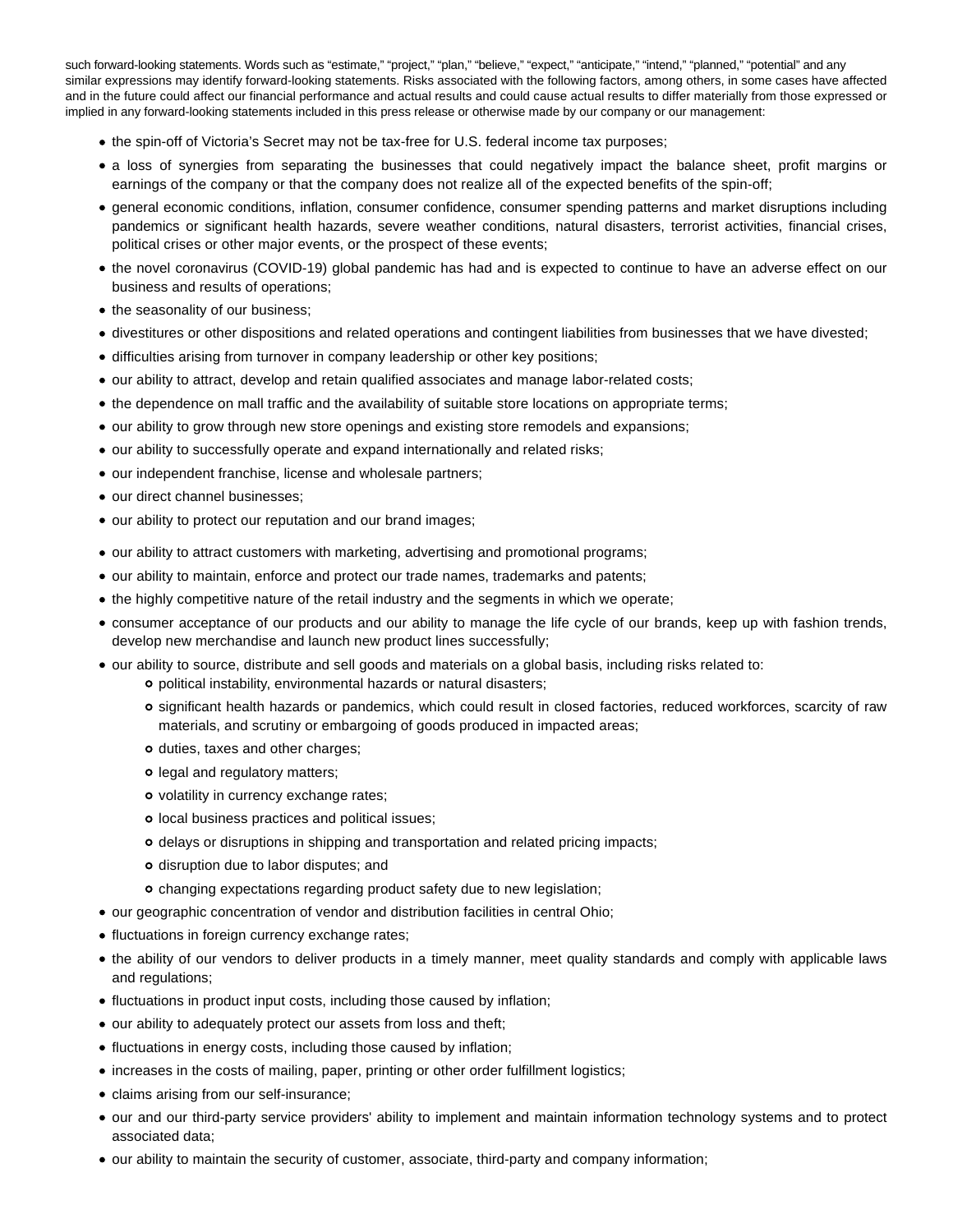such forward-looking statements. Words such as "estimate," "project," "plan," "believe," "expect," "anticipate," "intend," "planned," "potential" and any similar expressions may identify forward-looking statements. Risks associated with the following factors, among others, in some cases have affected and in the future could affect our financial performance and actual results and could cause actual results to differ materially from those expressed or implied in any forward-looking statements included in this press release or otherwise made by our company or our management:

- the spin-off of Victoria's Secret may not be tax-free for U.S. federal income tax purposes;
- a loss of synergies from separating the businesses that could negatively impact the balance sheet, profit margins or earnings of the company or that the company does not realize all of the expected benefits of the spin-off;
- general economic conditions, inflation, consumer confidence, consumer spending patterns and market disruptions including pandemics or significant health hazards, severe weather conditions, natural disasters, terrorist activities, financial crises, political crises or other major events, or the prospect of these events;
- the novel coronavirus (COVID-19) global pandemic has had and is expected to continue to have an adverse effect on our business and results of operations;
- the seasonality of our business;
- divestitures or other dispositions and related operations and contingent liabilities from businesses that we have divested;
- difficulties arising from turnover in company leadership or other key positions;
- our ability to attract, develop and retain qualified associates and manage labor-related costs;
- the dependence on mall traffic and the availability of suitable store locations on appropriate terms;
- our ability to grow through new store openings and existing store remodels and expansions;
- our ability to successfully operate and expand internationally and related risks;
- our independent franchise, license and wholesale partners;
- our direct channel businesses;
- our ability to protect our reputation and our brand images;
- our ability to attract customers with marketing, advertising and promotional programs;
- our ability to maintain, enforce and protect our trade names, trademarks and patents;
- the highly competitive nature of the retail industry and the segments in which we operate;
- consumer acceptance of our products and our ability to manage the life cycle of our brands, keep up with fashion trends, develop new merchandise and launch new product lines successfully;
- our ability to source, distribute and sell goods and materials on a global basis, including risks related to:
  - political instability, environmental hazards or natural disasters;
  - significant health hazards or pandemics, which could result in closed factories, reduced workforces, scarcity of raw materials, and scrutiny or embargoing of goods produced in impacted areas;
  - duties, taxes and other charges;
  - legal and regulatory matters;
  - volatility in currency exchange rates;
  - local business practices and political issues;
  - delays or disruptions in shipping and transportation and related pricing impacts;
  - disruption due to labor disputes; and
  - changing expectations regarding product safety due to new legislation;
- our geographic concentration of vendor and distribution facilities in central Ohio;
- fluctuations in foreign currency exchange rates;
- the ability of our vendors to deliver products in a timely manner, meet quality standards and comply with applicable laws and regulations;
- fluctuations in product input costs, including those caused by inflation;
- our ability to adequately protect our assets from loss and theft;
- fluctuations in energy costs, including those caused by inflation;
- increases in the costs of mailing, paper, printing or other order fulfillment logistics;
- claims arising from our self-insurance;
- our and our third-party service providers' ability to implement and maintain information technology systems and to protect associated data;
- our ability to maintain the security of customer, associate, third-party and company information;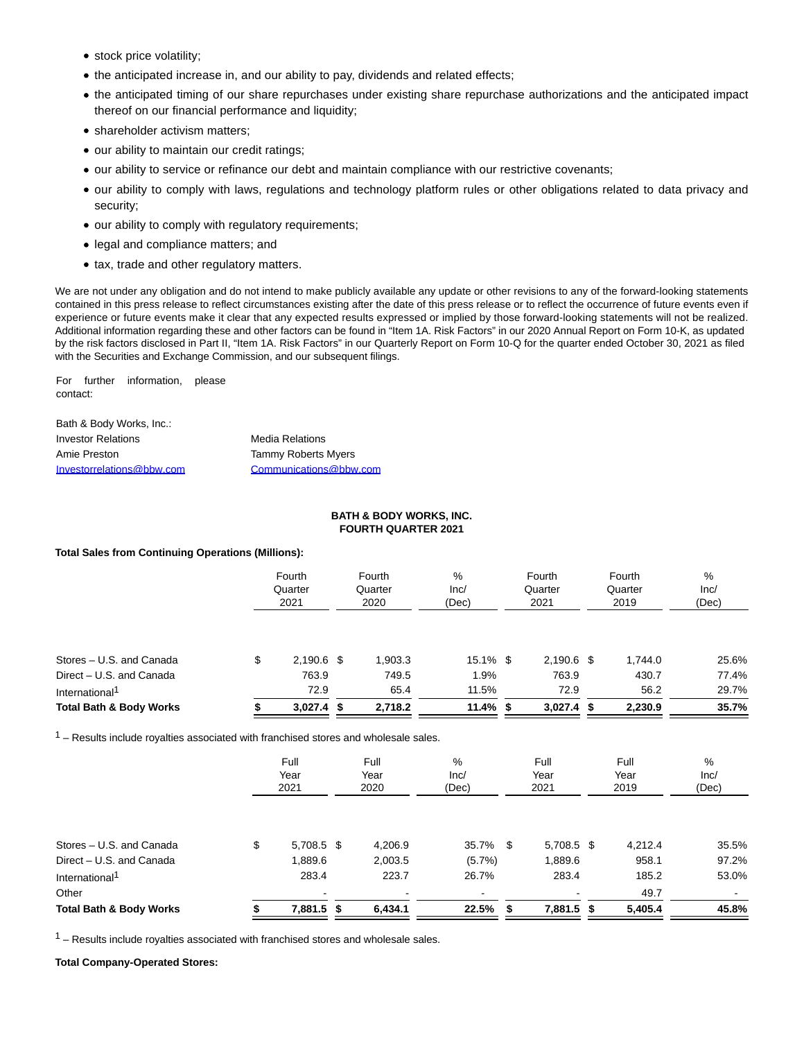- stock price volatility;
- the anticipated increase in, and our ability to pay, dividends and related effects;
- the anticipated timing of our share repurchases under existing share repurchase authorizations and the anticipated impact thereof on our financial performance and liquidity;
- shareholder activism matters;
- our ability to maintain our credit ratings;
- our ability to service or refinance our debt and maintain compliance with our restrictive covenants;
- our ability to comply with laws, regulations and technology platform rules or other obligations related to data privacy and security;
- our ability to comply with regulatory requirements;
- legal and compliance matters; and
- tax, trade and other regulatory matters.

We are not under any obligation and do not intend to make publicly available any update or other revisions to any of the forward-looking statements contained in this press release to reflect circumstances existing after the date of this press release or to reflect the occurrence of future events even if experience or future events make it clear that any expected results expressed or implied by those forward-looking statements will not be realized. Additional information regarding these and other factors can be found in "Item 1A. Risk Factors" in our 2020 Annual Report on Form 10-K, as updated by the risk factors disclosed in Part II, "Item 1A. Risk Factors" in our Quarterly Report on Form 10-Q for the quarter ended October 30, 2021 as filed with the Securities and Exchange Commission, and our subsequent filings.

For further information, please contact:

Bath & Body Works, Inc.:

| Investor Relations | Media Relations |
|---|---|
| Amie Preston | Tammy Roberts Myers |
| Investorrelations@bbw.com | Communications@bbw.com |

**BATH & BODY WORKS, INC.**
**FOURTH QUARTER 2021**

**Total Sales from Continuing Operations (Millions):**

| | Fourth Quarter 2021 | Fourth Quarter 2020 | % Inc/ (Dec) | Fourth Quarter 2021 | Fourth Quarter 2019 | % Inc/ (Dec) |
|---|---|---|---|---|---|---|
| Stores – U.S. and Canada | $ 2,190.6 | $ 1,903.3 | 15.1% | $ 2,190.6 | $ 1,744.0 | 25.6% |
| Direct – U.S. and Canada | 763.9 | 749.5 | 1.9% | 763.9 | 430.7 | 77.4% |
| International[1] | 72.9 | 65.4 | 11.5% | 72.9 | 56.2 | 29.7% |
| **Total Bath & Body Works** | **$ 3,027.4** | **$ 2,718.2** | **11.4%** | **$ 3,027.4** | **$ 2,230.9** | **35.7%** |

[1] – Results include royalties associated with franchised stores and wholesale sales.

| | Full Year 2021 | Full Year 2020 | % Inc/ (Dec) | Full Year 2021 | Full Year 2019 | % Inc/ (Dec) |
|---|---|---|---|---|---|---|
| Stores – U.S. and Canada | $ 5,708.5 | $ 4,206.9 | 35.7% | $ 5,708.5 | $ 4,212.4 | 35.5% |
| Direct – U.S. and Canada | 1,889.6 | 2,003.5 | (5.7%) | 1,889.6 | 958.1 | 97.2% |
| International[1] | 283.4 | 223.7 | 26.7% | 283.4 | 185.2 | 53.0% |
| Other | - | - | - | - | 49.7 | - |
| **Total Bath & Body Works** | **$ 7,881.5** | **$ 6,434.1** | **22.5%** | **$ 7,881.5** | **$ 5,405.4** | **45.8%** |

[1] – Results include royalties associated with franchised stores and wholesale sales.

**Total Company-Operated Stores:**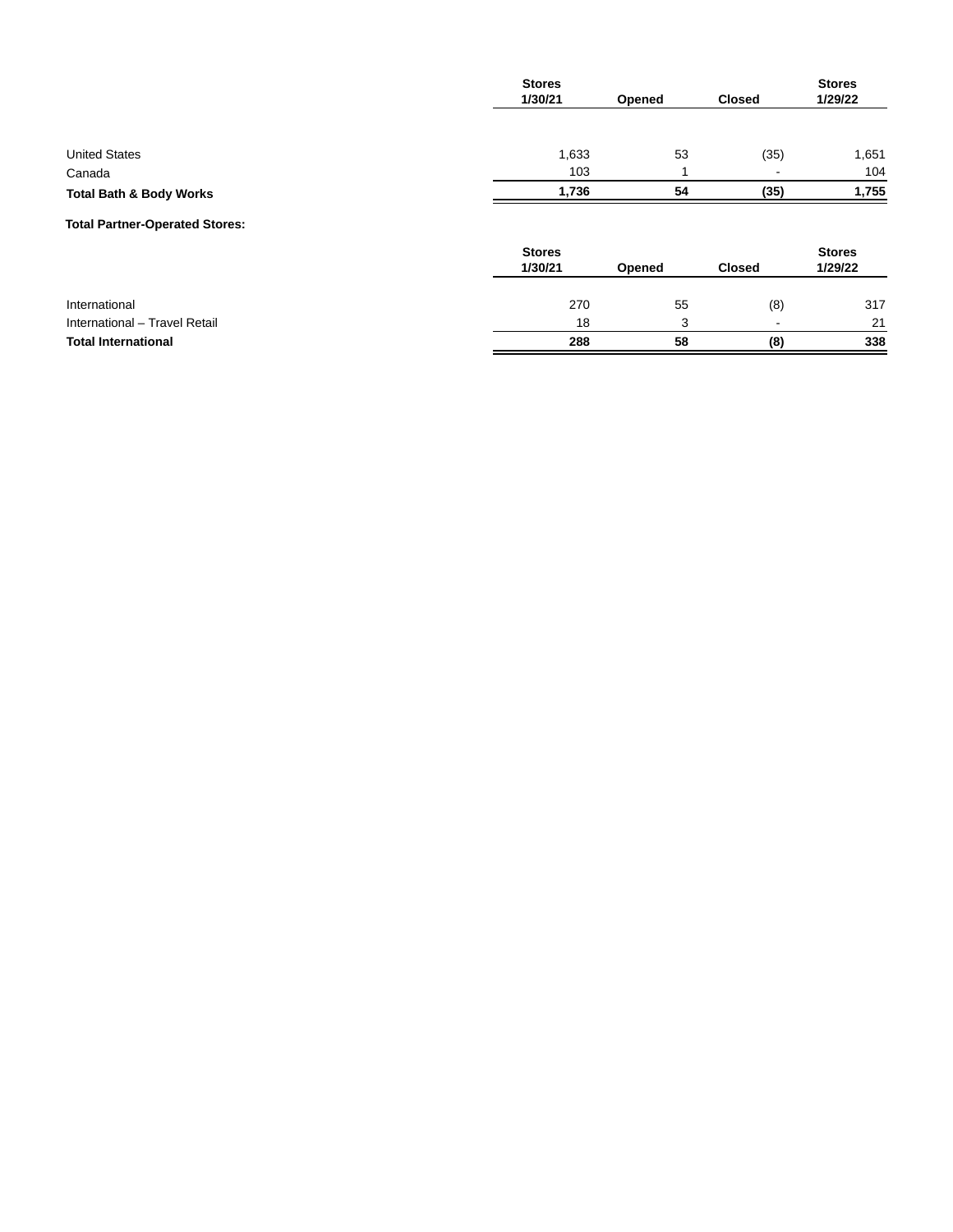| | Stores 1/30/21 | Opened | Closed | Stores 1/29/22 |
|---|---|---|---|---|
| United States | 1,633 | 53 | (35) | 1,651 |
| Canada | 103 | 1 | - | 104 |
| **Total Bath & Body Works** | **1,736** | **54** | **(35)** | **1,755** |

**Total Partner-Operated Stores:**

| | Stores 1/30/21 | Opened | Closed | Stores 1/29/22 |
|---|---|---|---|---|
| International | 270 | 55 | (8) | 317 |
| International – Travel Retail | 18 | 3 | - | 21 |
| **Total International** | **288** | **58** | **(8)** | **338** |